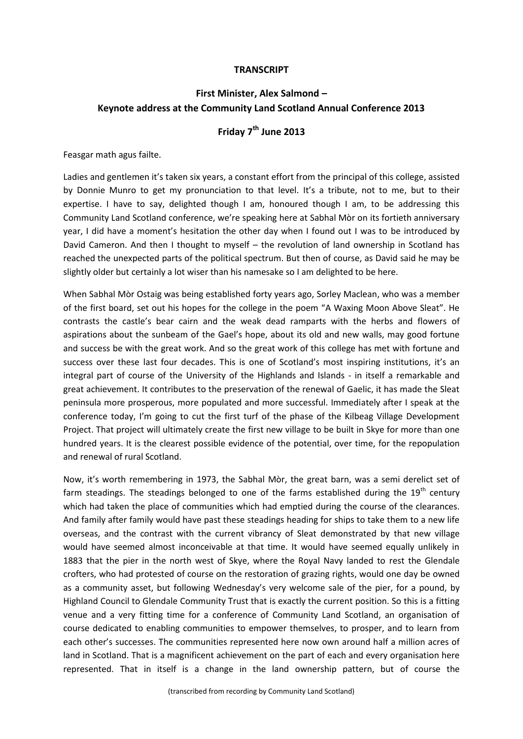**TRANSCRIPT**

**First Minister, Alex Salmond –**
**Keynote address at the Community Land Scotland Annual Conference 2013**

**Friday 7th June 2013**

Feasgar math agus failte.

Ladies and gentlemen it's taken six years, a constant effort from the principal of this college, assisted by Donnie Munro to get my pronunciation to that level. It's a tribute, not to me, but to their expertise. I have to say, delighted though I am, honoured though I am, to be addressing this Community Land Scotland conference, we're speaking here at Sabhal Mòr on its fortieth anniversary year, I did have a moment's hesitation the other day when I found out I was to be introduced by David Cameron. And then I thought to myself – the revolution of land ownership in Scotland has reached the unexpected parts of the political spectrum. But then of course, as David said he may be slightly older but certainly a lot wiser than his namesake so I am delighted to be here.

When Sabhal Mòr Ostaig was being established forty years ago, Sorley Maclean, who was a member of the first board, set out his hopes for the college in the poem "A Waxing Moon Above Sleat". He contrasts the castle's bear cairn and the weak dead ramparts with the herbs and flowers of aspirations about the sunbeam of the Gael's hope, about its old and new walls, may good fortune and success be with the great work. And so the great work of this college has met with fortune and success over these last four decades. This is one of Scotland's most inspiring institutions, it's an integral part of course of the University of the Highlands and Islands - in itself a remarkable and great achievement. It contributes to the preservation of the renewal of Gaelic, it has made the Sleat peninsula more prosperous, more populated and more successful. Immediately after I speak at the conference today, I'm going to cut the first turf of the phase of the Kilbeag Village Development Project. That project will ultimately create the first new village to be built in Skye for more than one hundred years. It is the clearest possible evidence of the potential, over time, for the repopulation and renewal of rural Scotland.

Now, it's worth remembering in 1973, the Sabhal Mòr, the great barn, was a semi derelict set of farm steadings. The steadings belonged to one of the farms established during the 19th century which had taken the place of communities which had emptied during the course of the clearances. And family after family would have past these steadings heading for ships to take them to a new life overseas, and the contrast with the current vibrancy of Sleat demonstrated by that new village would have seemed almost inconceivable at that time. It would have seemed equally unlikely in 1883 that the pier in the north west of Skye, where the Royal Navy landed to rest the Glendale crofters, who had protested of course on the restoration of grazing rights, would one day be owned as a community asset, but following Wednesday's very welcome sale of the pier, for a pound, by Highland Council to Glendale Community Trust that is exactly the current position. So this is a fitting venue and a very fitting time for a conference of Community Land Scotland, an organisation of course dedicated to enabling communities to empower themselves, to prosper, and to learn from each other's successes. The communities represented here now own around half a million acres of land in Scotland. That is a magnificent achievement on the part of each and every organisation here represented. That in itself is a change in the land ownership pattern, but of course the

(transcribed from recording by Community Land Scotland)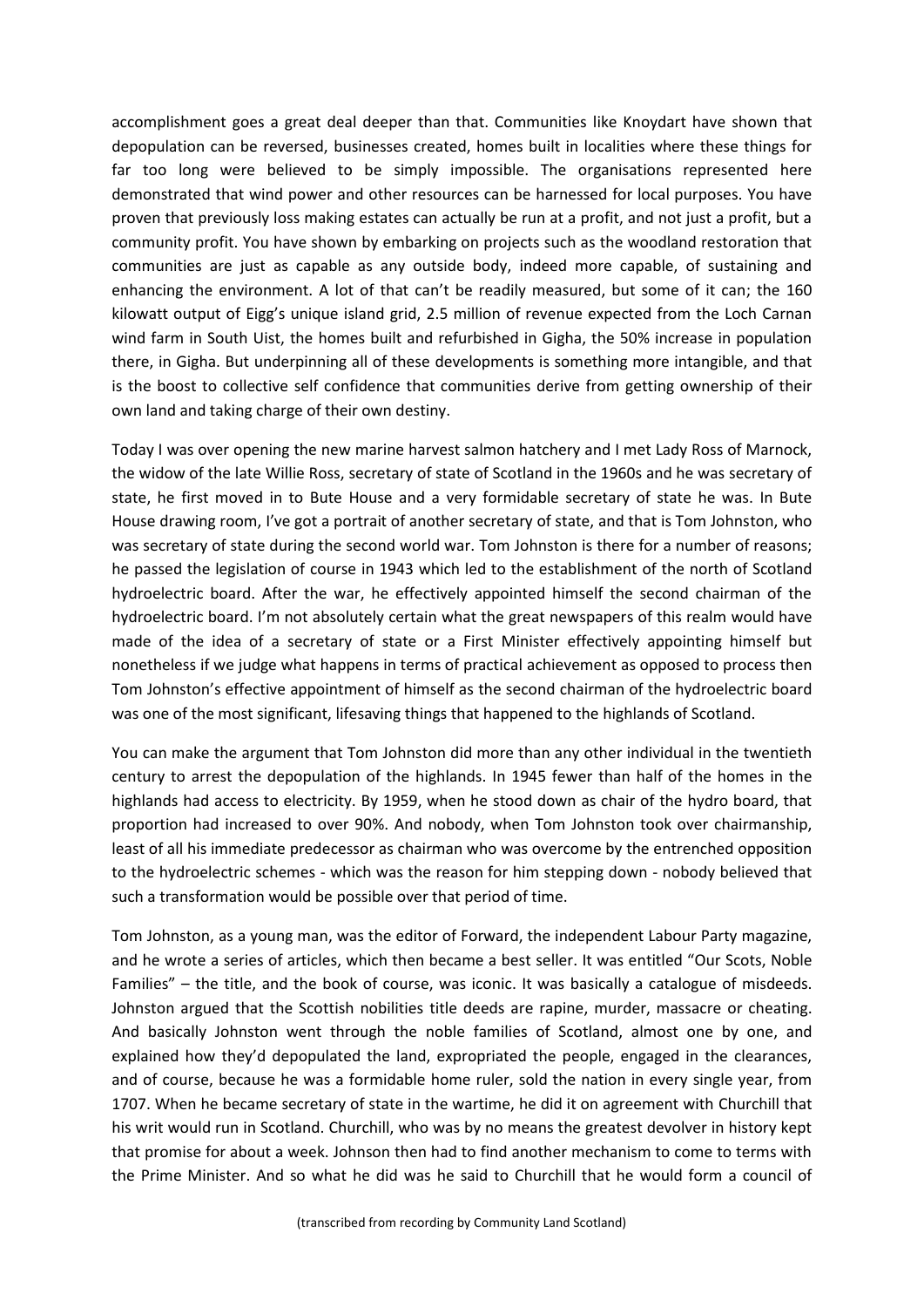accomplishment goes a great deal deeper than that. Communities like Knoydart have shown that depopulation can be reversed, businesses created, homes built in localities where these things for far too long were believed to be simply impossible. The organisations represented here demonstrated that wind power and other resources can be harnessed for local purposes. You have proven that previously loss making estates can actually be run at a profit, and not just a profit, but a community profit. You have shown by embarking on projects such as the woodland restoration that communities are just as capable as any outside body, indeed more capable, of sustaining and enhancing the environment. A lot of that can't be readily measured, but some of it can; the 160 kilowatt output of Eigg's unique island grid, 2.5 million of revenue expected from the Loch Carnan wind farm in South Uist, the homes built and refurbished in Gigha, the 50% increase in population there, in Gigha. But underpinning all of these developments is something more intangible, and that is the boost to collective self confidence that communities derive from getting ownership of their own land and taking charge of their own destiny.

Today I was over opening the new marine harvest salmon hatchery and I met Lady Ross of Marnock, the widow of the late Willie Ross, secretary of state of Scotland in the 1960s and he was secretary of state, he first moved in to Bute House and a very formidable secretary of state he was. In Bute House drawing room, I've got a portrait of another secretary of state, and that is Tom Johnston, who was secretary of state during the second world war. Tom Johnston is there for a number of reasons; he passed the legislation of course in 1943 which led to the establishment of the north of Scotland hydroelectric board. After the war, he effectively appointed himself the second chairman of the hydroelectric board. I'm not absolutely certain what the great newspapers of this realm would have made of the idea of a secretary of state or a First Minister effectively appointing himself but nonetheless if we judge what happens in terms of practical achievement as opposed to process then Tom Johnston's effective appointment of himself as the second chairman of the hydroelectric board was one of the most significant, lifesaving things that happened to the highlands of Scotland.

You can make the argument that Tom Johnston did more than any other individual in the twentieth century to arrest the depopulation of the highlands. In 1945 fewer than half of the homes in the highlands had access to electricity. By 1959, when he stood down as chair of the hydro board, that proportion had increased to over 90%. And nobody, when Tom Johnston took over chairmanship, least of all his immediate predecessor as chairman who was overcome by the entrenched opposition to the hydroelectric schemes - which was the reason for him stepping down - nobody believed that such a transformation would be possible over that period of time.

Tom Johnston, as a young man, was the editor of Forward, the independent Labour Party magazine, and he wrote a series of articles, which then became a best seller. It was entitled "Our Scots, Noble Families" – the title, and the book of course, was iconic. It was basically a catalogue of misdeeds. Johnston argued that the Scottish nobilities title deeds are rapine, murder, massacre or cheating. And basically Johnston went through the noble families of Scotland, almost one by one, and explained how they'd depopulated the land, expropriated the people, engaged in the clearances, and of course, because he was a formidable home ruler, sold the nation in every single year, from 1707. When he became secretary of state in the wartime, he did it on agreement with Churchill that his writ would run in Scotland. Churchill, who was by no means the greatest devolver in history kept that promise for about a week. Johnson then had to find another mechanism to come to terms with the Prime Minister. And so what he did was he said to Churchill that he would form a council of

(transcribed from recording by Community Land Scotland)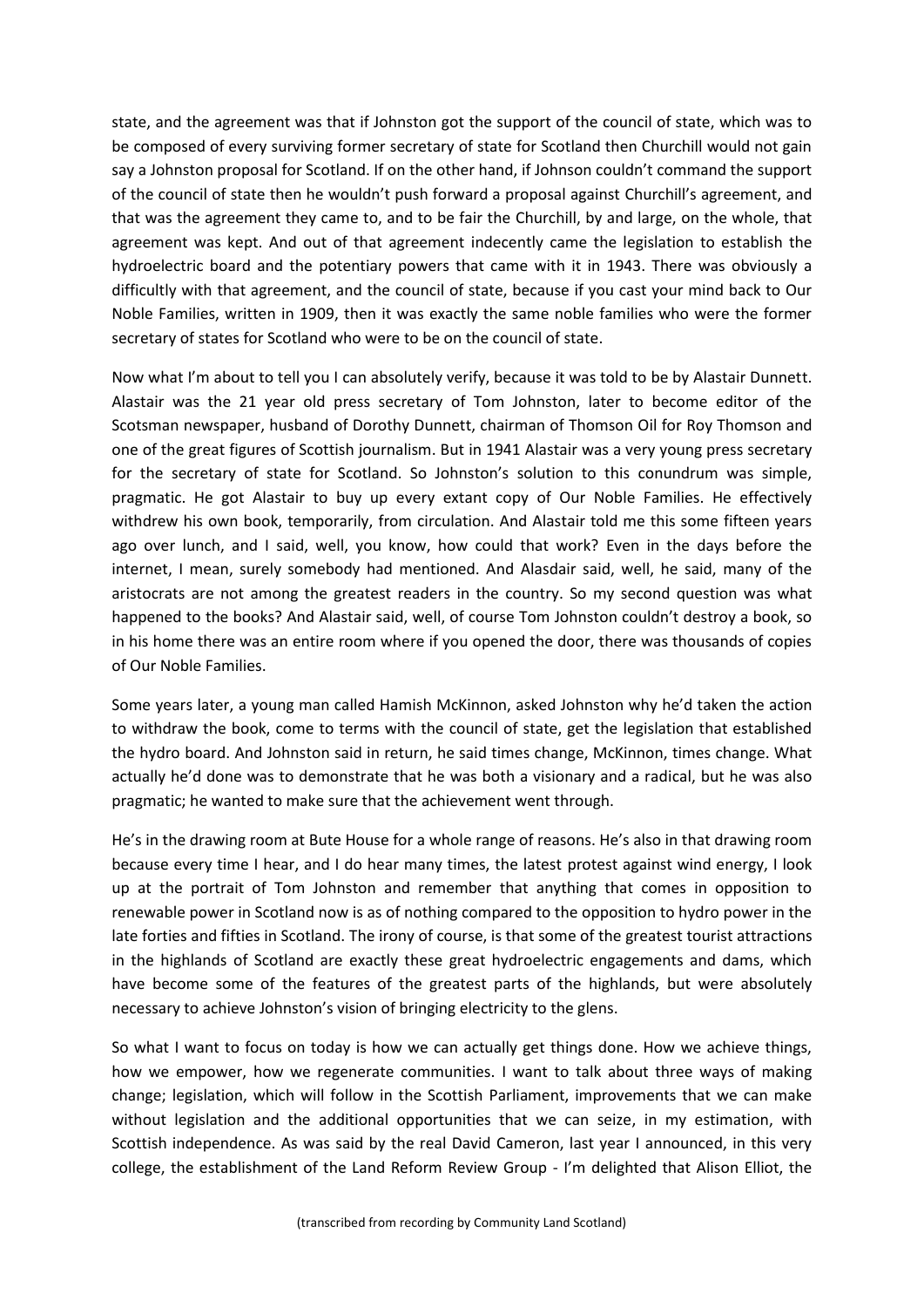state, and the agreement was that if Johnston got the support of the council of state, which was to be composed of every surviving former secretary of state for Scotland then Churchill would not gain say a Johnston proposal for Scotland. If on the other hand, if Johnson couldn't command the support of the council of state then he wouldn't push forward a proposal against Churchill's agreement, and that was the agreement they came to, and to be fair the Churchill, by and large, on the whole, that agreement was kept. And out of that agreement indecently came the legislation to establish the hydroelectric board and the potentiary powers that came with it in 1943. There was obviously a difficultly with that agreement, and the council of state, because if you cast your mind back to Our Noble Families, written in 1909, then it was exactly the same noble families who were the former secretary of states for Scotland who were to be on the council of state.

Now what I'm about to tell you I can absolutely verify, because it was told to be by Alastair Dunnett. Alastair was the 21 year old press secretary of Tom Johnston, later to become editor of the Scotsman newspaper, husband of Dorothy Dunnett, chairman of Thomson Oil for Roy Thomson and one of the great figures of Scottish journalism. But in 1941 Alastair was a very young press secretary for the secretary of state for Scotland. So Johnston's solution to this conundrum was simple, pragmatic. He got Alastair to buy up every extant copy of Our Noble Families. He effectively withdrew his own book, temporarily, from circulation. And Alastair told me this some fifteen years ago over lunch, and I said, well, you know, how could that work? Even in the days before the internet, I mean, surely somebody had mentioned. And Alasdair said, well, he said, many of the aristocrats are not among the greatest readers in the country. So my second question was what happened to the books? And Alastair said, well, of course Tom Johnston couldn't destroy a book, so in his home there was an entire room where if you opened the door, there was thousands of copies of Our Noble Families.

Some years later, a young man called Hamish McKinnon, asked Johnston why he'd taken the action to withdraw the book, come to terms with the council of state, get the legislation that established the hydro board. And Johnston said in return, he said times change, McKinnon, times change. What actually he'd done was to demonstrate that he was both a visionary and a radical, but he was also pragmatic; he wanted to make sure that the achievement went through.

He's in the drawing room at Bute House for a whole range of reasons. He's also in that drawing room because every time I hear, and I do hear many times, the latest protest against wind energy, I look up at the portrait of Tom Johnston and remember that anything that comes in opposition to renewable power in Scotland now is as of nothing compared to the opposition to hydro power in the late forties and fifties in Scotland. The irony of course, is that some of the greatest tourist attractions in the highlands of Scotland are exactly these great hydroelectric engagements and dams, which have become some of the features of the greatest parts of the highlands, but were absolutely necessary to achieve Johnston's vision of bringing electricity to the glens.

So what I want to focus on today is how we can actually get things done. How we achieve things, how we empower, how we regenerate communities. I want to talk about three ways of making change; legislation, which will follow in the Scottish Parliament, improvements that we can make without legislation and the additional opportunities that we can seize, in my estimation, with Scottish independence. As was said by the real David Cameron, last year I announced, in this very college, the establishment of the Land Reform Review Group - I'm delighted that Alison Elliot, the

(transcribed from recording by Community Land Scotland)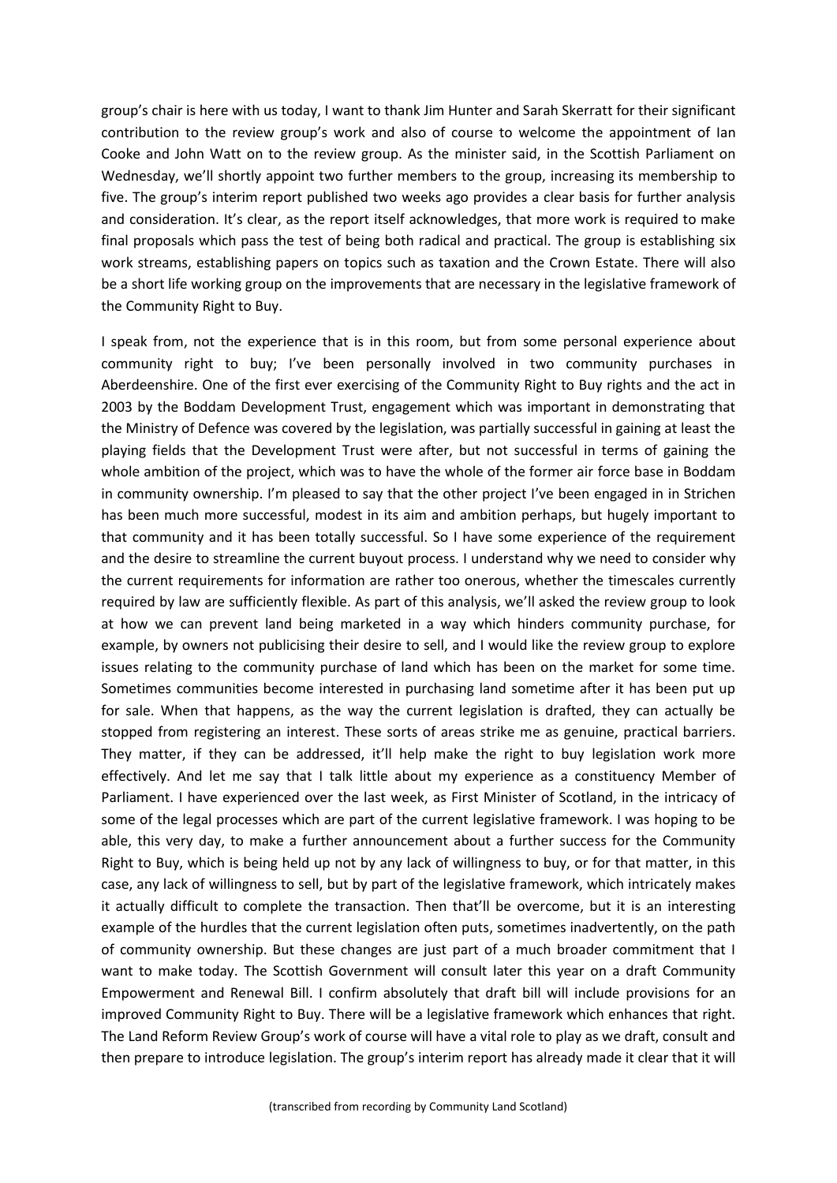group's chair is here with us today, I want to thank Jim Hunter and Sarah Skerratt for their significant contribution to the review group's work and also of course to welcome the appointment of Ian Cooke and John Watt on to the review group. As the minister said, in the Scottish Parliament on Wednesday, we'll shortly appoint two further members to the group, increasing its membership to five. The group's interim report published two weeks ago provides a clear basis for further analysis and consideration. It's clear, as the report itself acknowledges, that more work is required to make final proposals which pass the test of being both radical and practical. The group is establishing six work streams, establishing papers on topics such as taxation and the Crown Estate. There will also be a short life working group on the improvements that are necessary in the legislative framework of the Community Right to Buy.

I speak from, not the experience that is in this room, but from some personal experience about community right to buy; I've been personally involved in two community purchases in Aberdeenshire. One of the first ever exercising of the Community Right to Buy rights and the act in 2003 by the Boddam Development Trust, engagement which was important in demonstrating that the Ministry of Defence was covered by the legislation, was partially successful in gaining at least the playing fields that the Development Trust were after, but not successful in terms of gaining the whole ambition of the project, which was to have the whole of the former air force base in Boddam in community ownership. I'm pleased to say that the other project I've been engaged in in Strichen has been much more successful, modest in its aim and ambition perhaps, but hugely important to that community and it has been totally successful. So I have some experience of the requirement and the desire to streamline the current buyout process. I understand why we need to consider why the current requirements for information are rather too onerous, whether the timescales currently required by law are sufficiently flexible. As part of this analysis, we'll asked the review group to look at how we can prevent land being marketed in a way which hinders community purchase, for example, by owners not publicising their desire to sell, and I would like the review group to explore issues relating to the community purchase of land which has been on the market for some time. Sometimes communities become interested in purchasing land sometime after it has been put up for sale. When that happens, as the way the current legislation is drafted, they can actually be stopped from registering an interest. These sorts of areas strike me as genuine, practical barriers. They matter, if they can be addressed, it'll help make the right to buy legislation work more effectively. And let me say that I talk little about my experience as a constituency Member of Parliament. I have experienced over the last week, as First Minister of Scotland, in the intricacy of some of the legal processes which are part of the current legislative framework. I was hoping to be able, this very day, to make a further announcement about a further success for the Community Right to Buy, which is being held up not by any lack of willingness to buy, or for that matter, in this case, any lack of willingness to sell, but by part of the legislative framework, which intricately makes it actually difficult to complete the transaction. Then that'll be overcome, but it is an interesting example of the hurdles that the current legislation often puts, sometimes inadvertently, on the path of community ownership. But these changes are just part of a much broader commitment that I want to make today. The Scottish Government will consult later this year on a draft Community Empowerment and Renewal Bill. I confirm absolutely that draft bill will include provisions for an improved Community Right to Buy. There will be a legislative framework which enhances that right. The Land Reform Review Group's work of course will have a vital role to play as we draft, consult and then prepare to introduce legislation. The group's interim report has already made it clear that it will

(transcribed from recording by Community Land Scotland)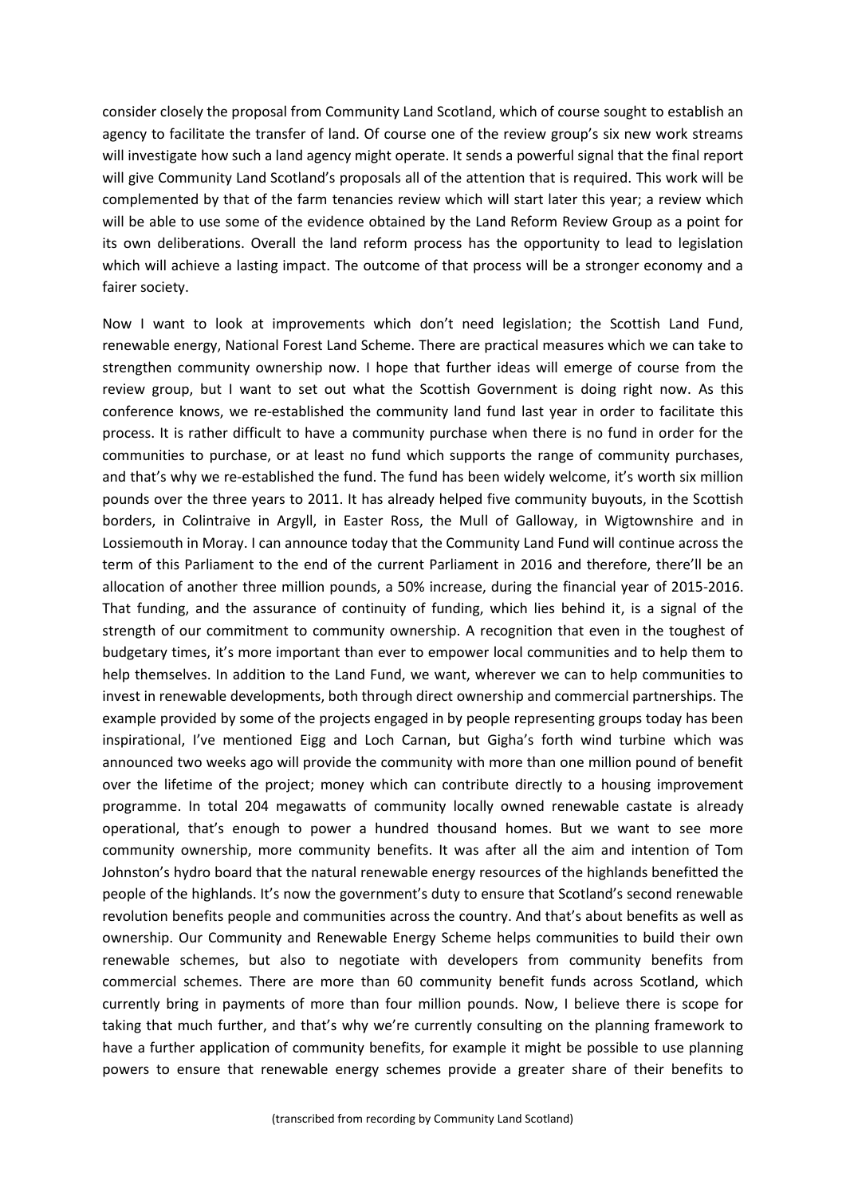consider closely the proposal from Community Land Scotland, which of course sought to establish an agency to facilitate the transfer of land. Of course one of the review group's six new work streams will investigate how such a land agency might operate. It sends a powerful signal that the final report will give Community Land Scotland's proposals all of the attention that is required. This work will be complemented by that of the farm tenancies review which will start later this year; a review which will be able to use some of the evidence obtained by the Land Reform Review Group as a point for its own deliberations. Overall the land reform process has the opportunity to lead to legislation which will achieve a lasting impact. The outcome of that process will be a stronger economy and a fairer society.

Now I want to look at improvements which don't need legislation; the Scottish Land Fund, renewable energy, National Forest Land Scheme. There are practical measures which we can take to strengthen community ownership now. I hope that further ideas will emerge of course from the review group, but I want to set out what the Scottish Government is doing right now. As this conference knows, we re-established the community land fund last year in order to facilitate this process. It is rather difficult to have a community purchase when there is no fund in order for the communities to purchase, or at least no fund which supports the range of community purchases, and that's why we re-established the fund. The fund has been widely welcome, it's worth six million pounds over the three years to 2011. It has already helped five community buyouts, in the Scottish borders, in Colintraive in Argyll, in Easter Ross, the Mull of Galloway, in Wigtownshire and in Lossiemouth in Moray. I can announce today that the Community Land Fund will continue across the term of this Parliament to the end of the current Parliament in 2016 and therefore, there'll be an allocation of another three million pounds, a 50% increase, during the financial year of 2015-2016. That funding, and the assurance of continuity of funding, which lies behind it, is a signal of the strength of our commitment to community ownership. A recognition that even in the toughest of budgetary times, it's more important than ever to empower local communities and to help them to help themselves. In addition to the Land Fund, we want, wherever we can to help communities to invest in renewable developments, both through direct ownership and commercial partnerships. The example provided by some of the projects engaged in by people representing groups today has been inspirational, I've mentioned Eigg and Loch Carnan, but Gigha's forth wind turbine which was announced two weeks ago will provide the community with more than one million pound of benefit over the lifetime of the project; money which can contribute directly to a housing improvement programme. In total 204 megawatts of community locally owned renewable castate is already operational, that's enough to power a hundred thousand homes. But we want to see more community ownership, more community benefits. It was after all the aim and intention of Tom Johnston's hydro board that the natural renewable energy resources of the highlands benefitted the people of the highlands. It's now the government's duty to ensure that Scotland's second renewable revolution benefits people and communities across the country. And that's about benefits as well as ownership. Our Community and Renewable Energy Scheme helps communities to build their own renewable schemes, but also to negotiate with developers from community benefits from commercial schemes. There are more than 60 community benefit funds across Scotland, which currently bring in payments of more than four million pounds. Now, I believe there is scope for taking that much further, and that's why we're currently consulting on the planning framework to have a further application of community benefits, for example it might be possible to use planning powers to ensure that renewable energy schemes provide a greater share of their benefits to

(transcribed from recording by Community Land Scotland)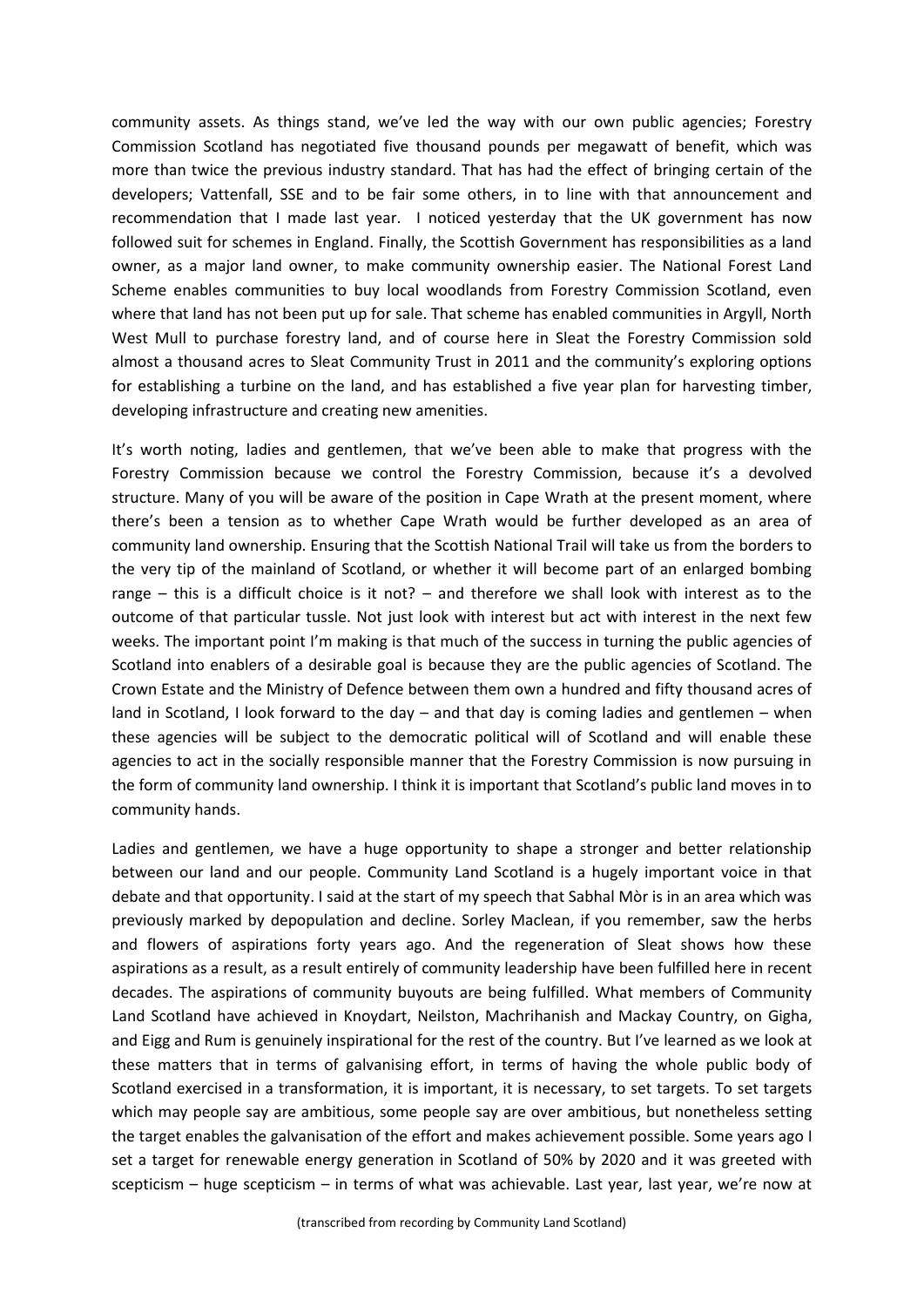community assets. As things stand, we've led the way with our own public agencies; Forestry Commission Scotland has negotiated five thousand pounds per megawatt of benefit, which was more than twice the previous industry standard. That has had the effect of bringing certain of the developers; Vattenfall, SSE and to be fair some others, in to line with that announcement and recommendation that I made last year. I noticed yesterday that the UK government has now followed suit for schemes in England. Finally, the Scottish Government has responsibilities as a land owner, as a major land owner, to make community ownership easier. The National Forest Land Scheme enables communities to buy local woodlands from Forestry Commission Scotland, even where that land has not been put up for sale. That scheme has enabled communities in Argyll, North West Mull to purchase forestry land, and of course here in Sleat the Forestry Commission sold almost a thousand acres to Sleat Community Trust in 2011 and the community's exploring options for establishing a turbine on the land, and has established a five year plan for harvesting timber, developing infrastructure and creating new amenities.

It's worth noting, ladies and gentlemen, that we've been able to make that progress with the Forestry Commission because we control the Forestry Commission, because it's a devolved structure. Many of you will be aware of the position in Cape Wrath at the present moment, where there's been a tension as to whether Cape Wrath would be further developed as an area of community land ownership. Ensuring that the Scottish National Trail will take us from the borders to the very tip of the mainland of Scotland, or whether it will become part of an enlarged bombing range – this is a difficult choice is it not? – and therefore we shall look with interest as to the outcome of that particular tussle. Not just look with interest but act with interest in the next few weeks. The important point I'm making is that much of the success in turning the public agencies of Scotland into enablers of a desirable goal is because they are the public agencies of Scotland. The Crown Estate and the Ministry of Defence between them own a hundred and fifty thousand acres of land in Scotland, I look forward to the day – and that day is coming ladies and gentlemen – when these agencies will be subject to the democratic political will of Scotland and will enable these agencies to act in the socially responsible manner that the Forestry Commission is now pursuing in the form of community land ownership. I think it is important that Scotland's public land moves in to community hands.

Ladies and gentlemen, we have a huge opportunity to shape a stronger and better relationship between our land and our people. Community Land Scotland is a hugely important voice in that debate and that opportunity. I said at the start of my speech that Sabhal Mòr is in an area which was previously marked by depopulation and decline. Sorley Maclean, if you remember, saw the herbs and flowers of aspirations forty years ago. And the regeneration of Sleat shows how these aspirations as a result, as a result entirely of community leadership have been fulfilled here in recent decades. The aspirations of community buyouts are being fulfilled. What members of Community Land Scotland have achieved in Knoydart, Neilston, Machrihanish and Mackay Country, on Gigha, and Eigg and Rum is genuinely inspirational for the rest of the country. But I've learned as we look at these matters that in terms of galvanising effort, in terms of having the whole public body of Scotland exercised in a transformation, it is important, it is necessary, to set targets. To set targets which may people say are ambitious, some people say are over ambitious, but nonetheless setting the target enables the galvanisation of the effort and makes achievement possible. Some years ago I set a target for renewable energy generation in Scotland of 50% by 2020 and it was greeted with scepticism – huge scepticism – in terms of what was achievable. Last year, last year, we're now at

(transcribed from recording by Community Land Scotland)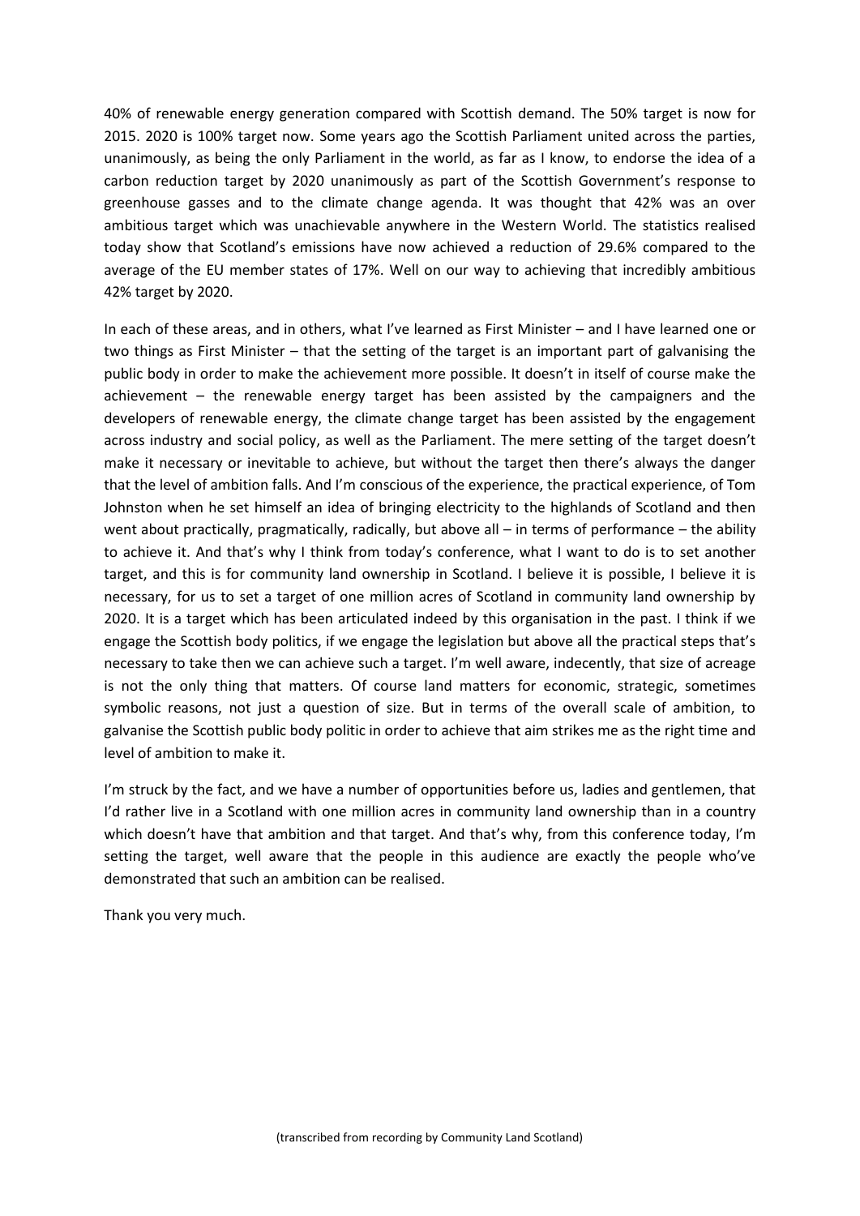40% of renewable energy generation compared with Scottish demand. The 50% target is now for 2015. 2020 is 100% target now. Some years ago the Scottish Parliament united across the parties, unanimously, as being the only Parliament in the world, as far as I know, to endorse the idea of a carbon reduction target by 2020 unanimously as part of the Scottish Government's response to greenhouse gasses and to the climate change agenda. It was thought that 42% was an over ambitious target which was unachievable anywhere in the Western World. The statistics realised today show that Scotland's emissions have now achieved a reduction of 29.6% compared to the average of the EU member states of 17%. Well on our way to achieving that incredibly ambitious 42% target by 2020.

In each of these areas, and in others, what I've learned as First Minister – and I have learned one or two things as First Minister – that the setting of the target is an important part of galvanising the public body in order to make the achievement more possible. It doesn't in itself of course make the achievement – the renewable energy target has been assisted by the campaigners and the developers of renewable energy, the climate change target has been assisted by the engagement across industry and social policy, as well as the Parliament. The mere setting of the target doesn't make it necessary or inevitable to achieve, but without the target then there's always the danger that the level of ambition falls. And I'm conscious of the experience, the practical experience, of Tom Johnston when he set himself an idea of bringing electricity to the highlands of Scotland and then went about practically, pragmatically, radically, but above all – in terms of performance – the ability to achieve it. And that's why I think from today's conference, what I want to do is to set another target, and this is for community land ownership in Scotland. I believe it is possible, I believe it is necessary, for us to set a target of one million acres of Scotland in community land ownership by 2020. It is a target which has been articulated indeed by this organisation in the past. I think if we engage the Scottish body politics, if we engage the legislation but above all the practical steps that's necessary to take then we can achieve such a target. I'm well aware, indecently, that size of acreage is not the only thing that matters. Of course land matters for economic, strategic, sometimes symbolic reasons, not just a question of size. But in terms of the overall scale of ambition, to galvanise the Scottish public body politic in order to achieve that aim strikes me as the right time and level of ambition to make it.

I'm struck by the fact, and we have a number of opportunities before us, ladies and gentlemen, that I'd rather live in a Scotland with one million acres in community land ownership than in a country which doesn't have that ambition and that target. And that's why, from this conference today, I'm setting the target, well aware that the people in this audience are exactly the people who've demonstrated that such an ambition can be realised.

Thank you very much.

(transcribed from recording by Community Land Scotland)